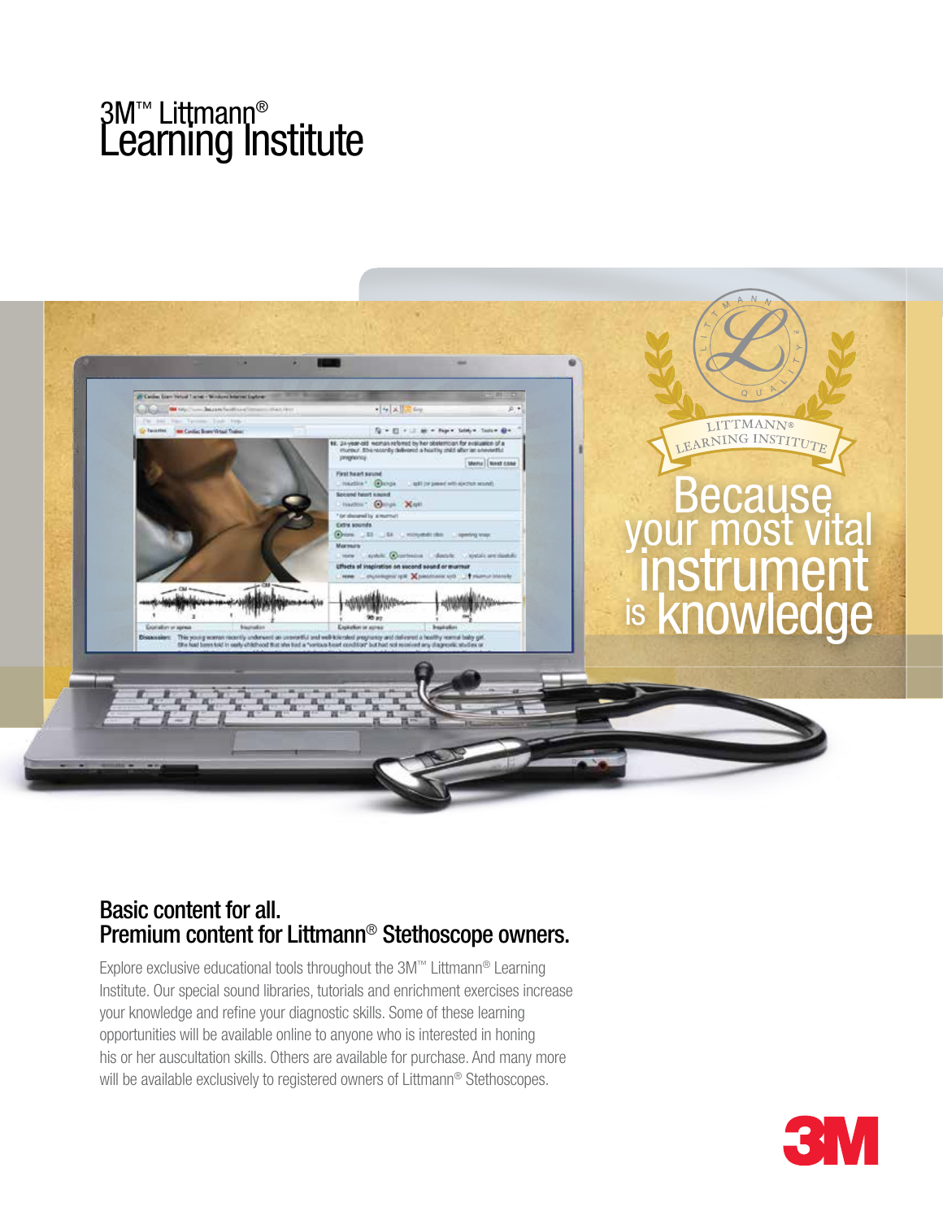# 3M™ Littmann® Learning Institute

LITTMANN® LEARNING INSTITUTE

Because your most vital instrument is knowledge

## Basic content for all. Premium content for Littmann® Stethoscope owners.

Explore exclusive educational tools throughout the 3M™ Littmann® Learning Institute. Our special sound libraries, tutorials and enrichment exercises increase your knowledge and refine your diagnostic skills. Some of these learning opportunities will be available online to anyone who is interested in honing his or her auscultation skills. Others are available for purchase. And many more will be available exclusively to registered owners of Littmann® Stethoscopes.

3M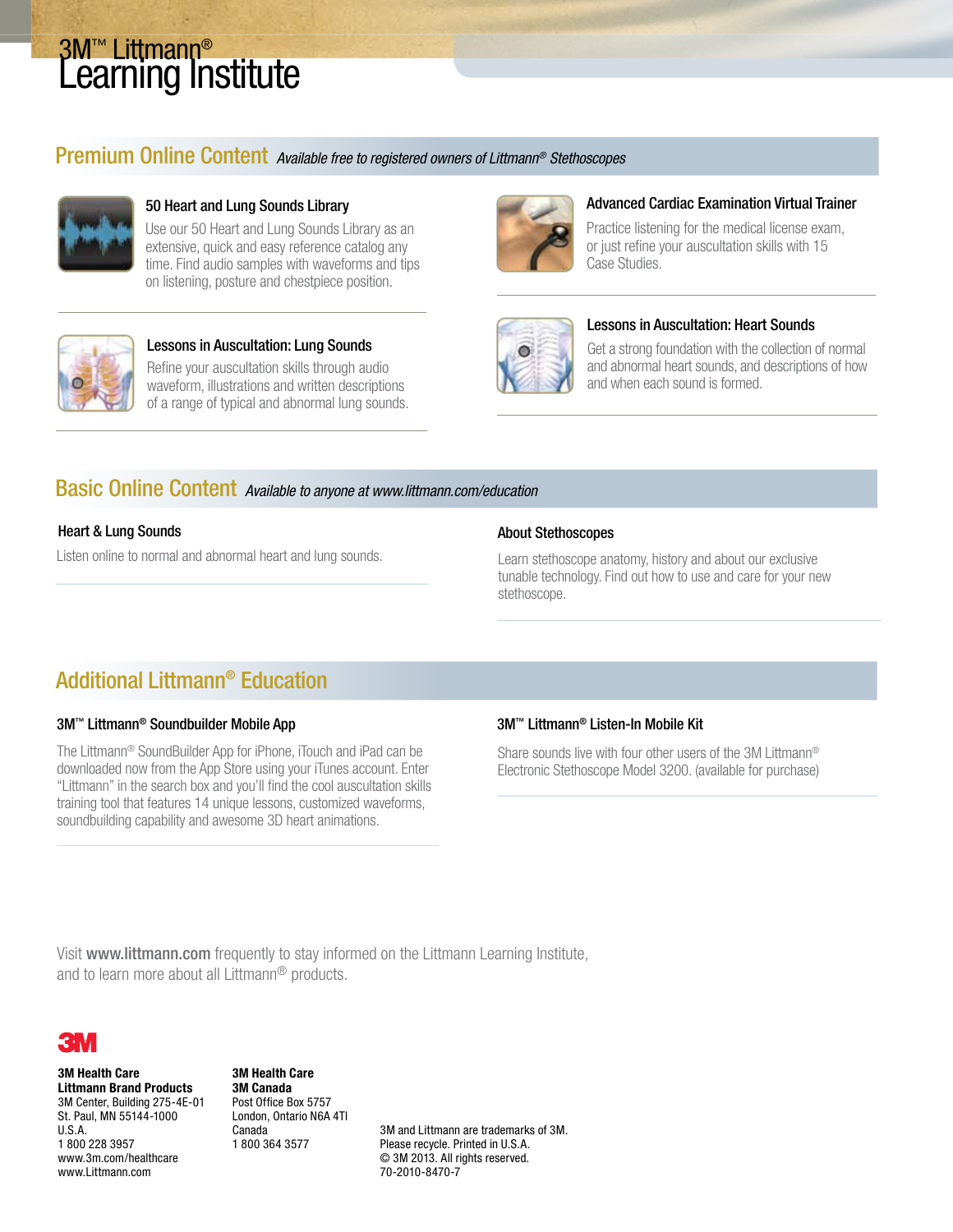# 3M™ Littmann® Learning Institute

## Premium Online Content *Available free to registered owners of Littmann® Stethoscopes*

### 50 Heart and Lung Sounds Library

Use our 50 Heart and Lung Sounds Library as an extensive, quick and easy reference catalog any time. Find audio samples with waveforms and tips on listening, posture and chestpiece position.

### Lessons in Auscultation: Lung Sounds

Refine your auscultation skills through audio waveform, illustrations and written descriptions of a range of typical and abnormal lung sounds.

### Advanced Cardiac Examination Virtual Trainer

Practice listening for the medical license exam, or just refine your auscultation skills with 15 Case Studies.

### Lessons in Auscultation: Heart Sounds

Get a strong foundation with the collection of normal and abnormal heart sounds, and descriptions of how and when each sound is formed.

## Basic Online Content *Available to anyone at www.littmann.com/education*

### Heart & Lung Sounds

Listen online to normal and abnormal heart and lung sounds.

### About Stethoscopes

Learn stethoscope anatomy, history and about our exclusive tunable technology. Find out how to use and care for your new stethoscope.

## Additional Littmann® Education

### 3M™ Littmann® Soundbuilder Mobile App

The Littmann® SoundBuilder App for iPhone, iTouch and iPad can be downloaded now from the App Store using your iTunes account. Enter "Littmann" in the search box and you'll find the cool auscultation skills training tool that features 14 unique lessons, customized waveforms, soundbuilding capability and awesome 3D heart animations.

### 3M™ Littmann® Listen-In Mobile Kit

Share sounds live with four other users of the 3M Littmann® Electronic Stethoscope Model 3200. (available for purchase)

Visit **www.littmann.com** frequently to stay informed on the Littmann Learning Institute, and to learn more about all Littmann® products.

3M

**3M Health Care**
**Littmann Brand Products**
3M Center, Building 275-4E-01
St. Paul, MN 55144-1000
U.S.A.
1 800 228 3957
www.3m.com/healthcare
www.Littmann.com

**3M Health Care**
**3M Canada**
Post Office Box 5757
London, Ontario N6A 4TI
Canada
1 800 364 3577

3M and Littmann are trademarks of 3M.
Please recycle. Printed in U.S.A.
© 3M 2013. All rights reserved.
70-2010-8470-7